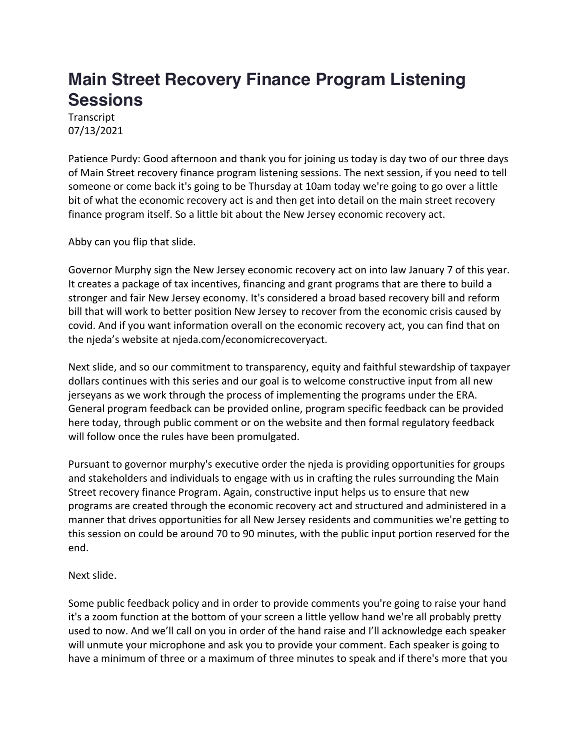# Main Street Recovery Finance Program Listening Sessions

Transcript
07/13/2021

Patience Purdy: Good afternoon and thank you for joining us today is day two of our three days of Main Street recovery finance program listening sessions. The next session, if you need to tell someone or come back it's going to be Thursday at 10am today we're going to go over a little bit of what the economic recovery act is and then get into detail on the main street recovery finance program itself. So a little bit about the New Jersey economic recovery act.

Abby can you flip that slide.

Governor Murphy sign the New Jersey economic recovery act on into law January 7 of this year. It creates a package of tax incentives, financing and grant programs that are there to build a stronger and fair New Jersey economy. It's considered a broad based recovery bill and reform bill that will work to better position New Jersey to recover from the economic crisis caused by covid. And if you want information overall on the economic recovery act, you can find that on the njeda's website at njeda.com/economicrecoveryact.

Next slide, and so our commitment to transparency, equity and faithful stewardship of taxpayer dollars continues with this series and our goal is to welcome constructive input from all new jerseyans as we work through the process of implementing the programs under the ERA. General program feedback can be provided online, program specific feedback can be provided here today, through public comment or on the website and then formal regulatory feedback will follow once the rules have been promulgated.

Pursuant to governor murphy's executive order the njeda is providing opportunities for groups and stakeholders and individuals to engage with us in crafting the rules surrounding the Main Street recovery finance Program. Again, constructive input helps us to ensure that new programs are created through the economic recovery act and structured and administered in a manner that drives opportunities for all New Jersey residents and communities we're getting to this session on could be around 70 to 90 minutes, with the public input portion reserved for the end.

Next slide.

Some public feedback policy and in order to provide comments you're going to raise your hand it's a zoom function at the bottom of your screen a little yellow hand we're all probably pretty used to now. And we'll call on you in order of the hand raise and I'll acknowledge each speaker will unmute your microphone and ask you to provide your comment. Each speaker is going to have a minimum of three or a maximum of three minutes to speak and if there's more that you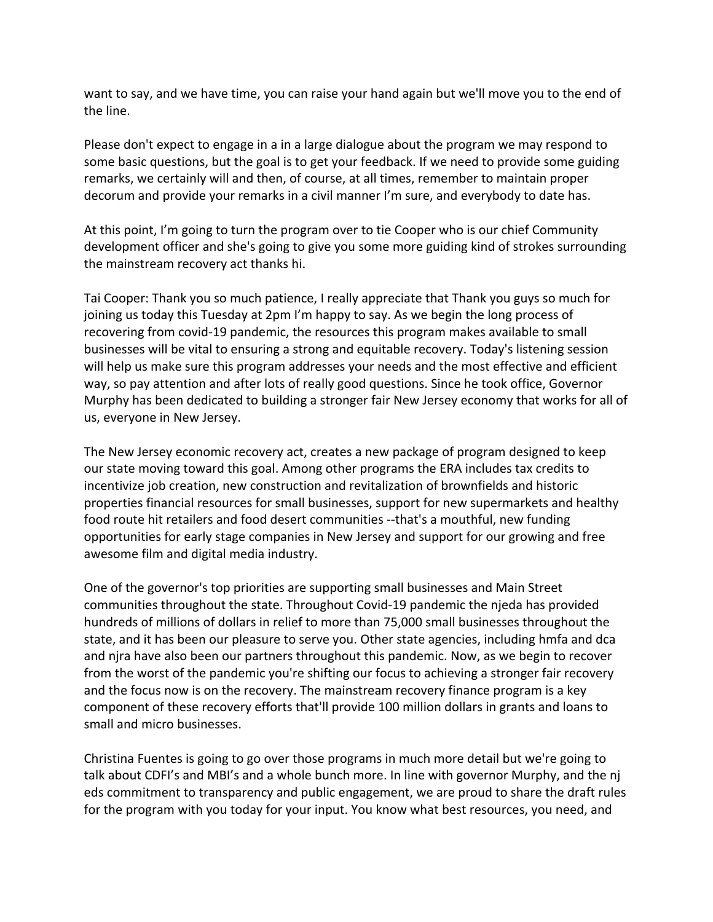want to say, and we have time, you can raise your hand again but we'll move you to the end of the line.

Please don't expect to engage in a in a large dialogue about the program we may respond to some basic questions, but the goal is to get your feedback. If we need to provide some guiding remarks, we certainly will and then, of course, at all times, remember to maintain proper decorum and provide your remarks in a civil manner I'm sure, and everybody to date has.

At this point, I'm going to turn the program over to tie Cooper who is our chief Community development officer and she's going to give you some more guiding kind of strokes surrounding the mainstream recovery act thanks hi.

Tai Cooper: Thank you so much patience, I really appreciate that Thank you guys so much for joining us today this Tuesday at 2pm I'm happy to say. As we begin the long process of recovering from covid-19 pandemic, the resources this program makes available to small businesses will be vital to ensuring a strong and equitable recovery. Today's listening session will help us make sure this program addresses your needs and the most effective and efficient way, so pay attention and after lots of really good questions. Since he took office, Governor Murphy has been dedicated to building a stronger fair New Jersey economy that works for all of us, everyone in New Jersey.

The New Jersey economic recovery act, creates a new package of program designed to keep our state moving toward this goal. Among other programs the ERA includes tax credits to incentivize job creation, new construction and revitalization of brownfields and historic properties financial resources for small businesses, support for new supermarkets and healthy food route hit retailers and food desert communities --that's a mouthful, new funding opportunities for early stage companies in New Jersey and support for our growing and free awesome film and digital media industry.

One of the governor's top priorities are supporting small businesses and Main Street communities throughout the state. Throughout Covid-19 pandemic the njeda has provided hundreds of millions of dollars in relief to more than 75,000 small businesses throughout the state, and it has been our pleasure to serve you. Other state agencies, including hmfa and dca and njra have also been our partners throughout this pandemic. Now, as we begin to recover from the worst of the pandemic you're shifting our focus to achieving a stronger fair recovery and the focus now is on the recovery. The mainstream recovery finance program is a key component of these recovery efforts that'll provide 100 million dollars in grants and loans to small and micro businesses.

Christina Fuentes is going to go over those programs in much more detail but we're going to talk about CDFI's and MBI's and a whole bunch more. In line with governor Murphy, and the nj eds commitment to transparency and public engagement, we are proud to share the draft rules for the program with you today for your input. You know what best resources, you need, and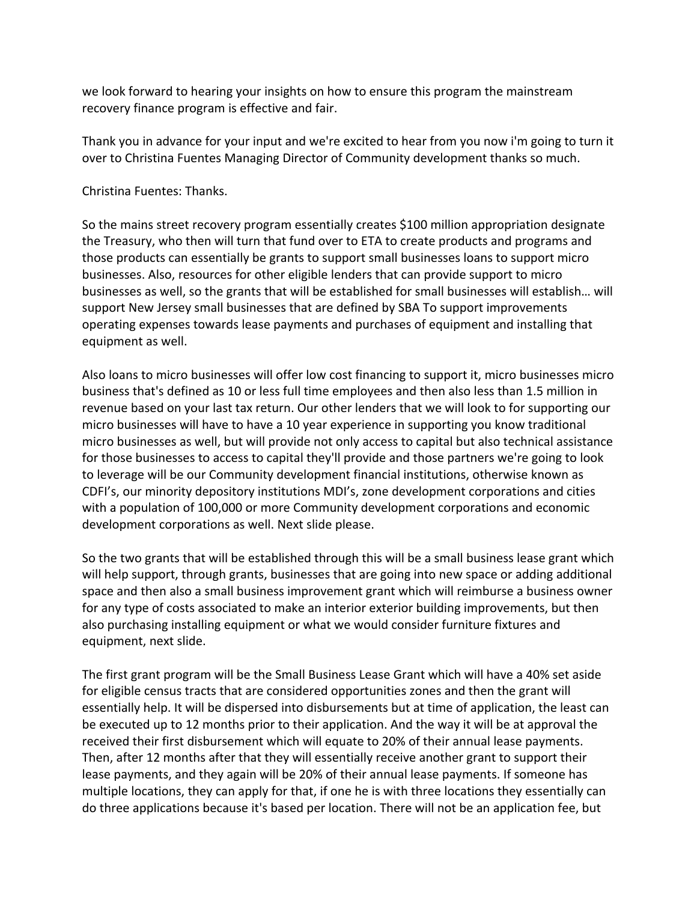we look forward to hearing your insights on how to ensure this program the mainstream recovery finance program is effective and fair.

Thank you in advance for your input and we're excited to hear from you now i'm going to turn it over to Christina Fuentes Managing Director of Community development thanks so much.

Christina Fuentes: Thanks.

So the mains street recovery program essentially creates $100 million appropriation designate the Treasury, who then will turn that fund over to ETA to create products and programs and those products can essentially be grants to support small businesses loans to support micro businesses. Also, resources for other eligible lenders that can provide support to micro businesses as well, so the grants that will be established for small businesses will establish… will support New Jersey small businesses that are defined by SBA To support improvements operating expenses towards lease payments and purchases of equipment and installing that equipment as well.

Also loans to micro businesses will offer low cost financing to support it, micro businesses micro business that's defined as 10 or less full time employees and then also less than 1.5 million in revenue based on your last tax return. Our other lenders that we will look to for supporting our micro businesses will have to have a 10 year experience in supporting you know traditional micro businesses as well, but will provide not only access to capital but also technical assistance for those businesses to access to capital they'll provide and those partners we're going to look to leverage will be our Community development financial institutions, otherwise known as CDFI's, our minority depository institutions MDI's, zone development corporations and cities with a population of 100,000 or more Community development corporations and economic development corporations as well. Next slide please.

So the two grants that will be established through this will be a small business lease grant which will help support, through grants, businesses that are going into new space or adding additional space and then also a small business improvement grant which will reimburse a business owner for any type of costs associated to make an interior exterior building improvements, but then also purchasing installing equipment or what we would consider furniture fixtures and equipment, next slide.

The first grant program will be the Small Business Lease Grant which will have a 40% set aside for eligible census tracts that are considered opportunities zones and then the grant will essentially help. It will be dispersed into disbursements but at time of application, the least can be executed up to 12 months prior to their application. And the way it will be at approval the received their first disbursement which will equate to 20% of their annual lease payments. Then, after 12 months after that they will essentially receive another grant to support their lease payments, and they again will be 20% of their annual lease payments. If someone has multiple locations, they can apply for that, if one he is with three locations they essentially can do three applications because it's based per location. There will not be an application fee, but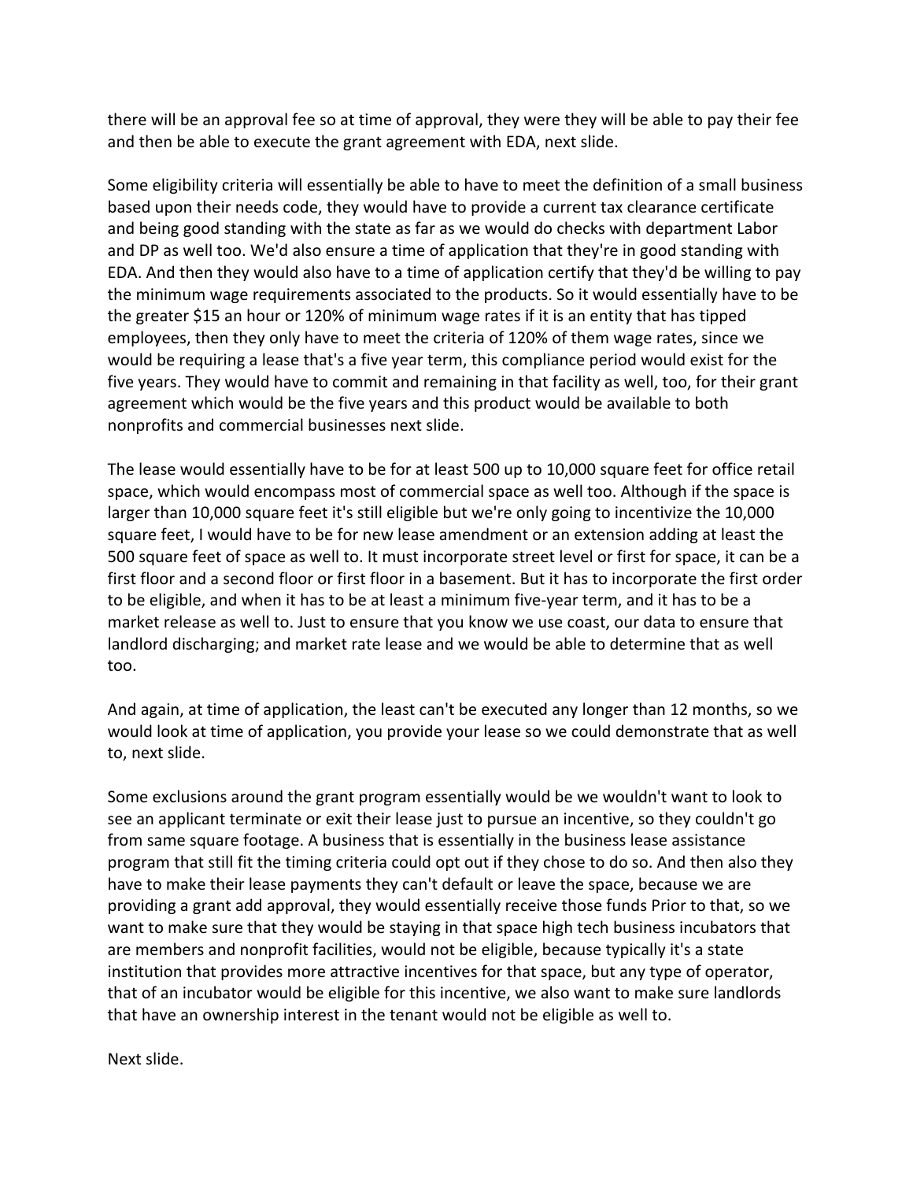there will be an approval fee so at time of approval, they were they will be able to pay their fee and then be able to execute the grant agreement with EDA, next slide.

Some eligibility criteria will essentially be able to have to meet the definition of a small business based upon their needs code, they would have to provide a current tax clearance certificate and being good standing with the state as far as we would do checks with department Labor and DP as well too. We'd also ensure a time of application that they're in good standing with EDA. And then they would also have to a time of application certify that they'd be willing to pay the minimum wage requirements associated to the products. So it would essentially have to be the greater $15 an hour or 120% of minimum wage rates if it is an entity that has tipped employees, then they only have to meet the criteria of 120% of them wage rates, since we would be requiring a lease that's a five year term, this compliance period would exist for the five years. They would have to commit and remaining in that facility as well, too, for their grant agreement which would be the five years and this product would be available to both nonprofits and commercial businesses next slide.

The lease would essentially have to be for at least 500 up to 10,000 square feet for office retail space, which would encompass most of commercial space as well too. Although if the space is larger than 10,000 square feet it's still eligible but we're only going to incentivize the 10,000 square feet, I would have to be for new lease amendment or an extension adding at least the 500 square feet of space as well to. It must incorporate street level or first for space, it can be a first floor and a second floor or first floor in a basement. But it has to incorporate the first order to be eligible, and when it has to be at least a minimum five-year term, and it has to be a market release as well to. Just to ensure that you know we use coast, our data to ensure that landlord discharging; and market rate lease and we would be able to determine that as well too.

And again, at time of application, the least can't be executed any longer than 12 months, so we would look at time of application, you provide your lease so we could demonstrate that as well to, next slide.

Some exclusions around the grant program essentially would be we wouldn't want to look to see an applicant terminate or exit their lease just to pursue an incentive, so they couldn't go from same square footage. A business that is essentially in the business lease assistance program that still fit the timing criteria could opt out if they chose to do so. And then also they have to make their lease payments they can't default or leave the space, because we are providing a grant add approval, they would essentially receive those funds Prior to that, so we want to make sure that they would be staying in that space high tech business incubators that are members and nonprofit facilities, would not be eligible, because typically it's a state institution that provides more attractive incentives for that space, but any type of operator, that of an incubator would be eligible for this incentive, we also want to make sure landlords that have an ownership interest in the tenant would not be eligible as well to.

Next slide.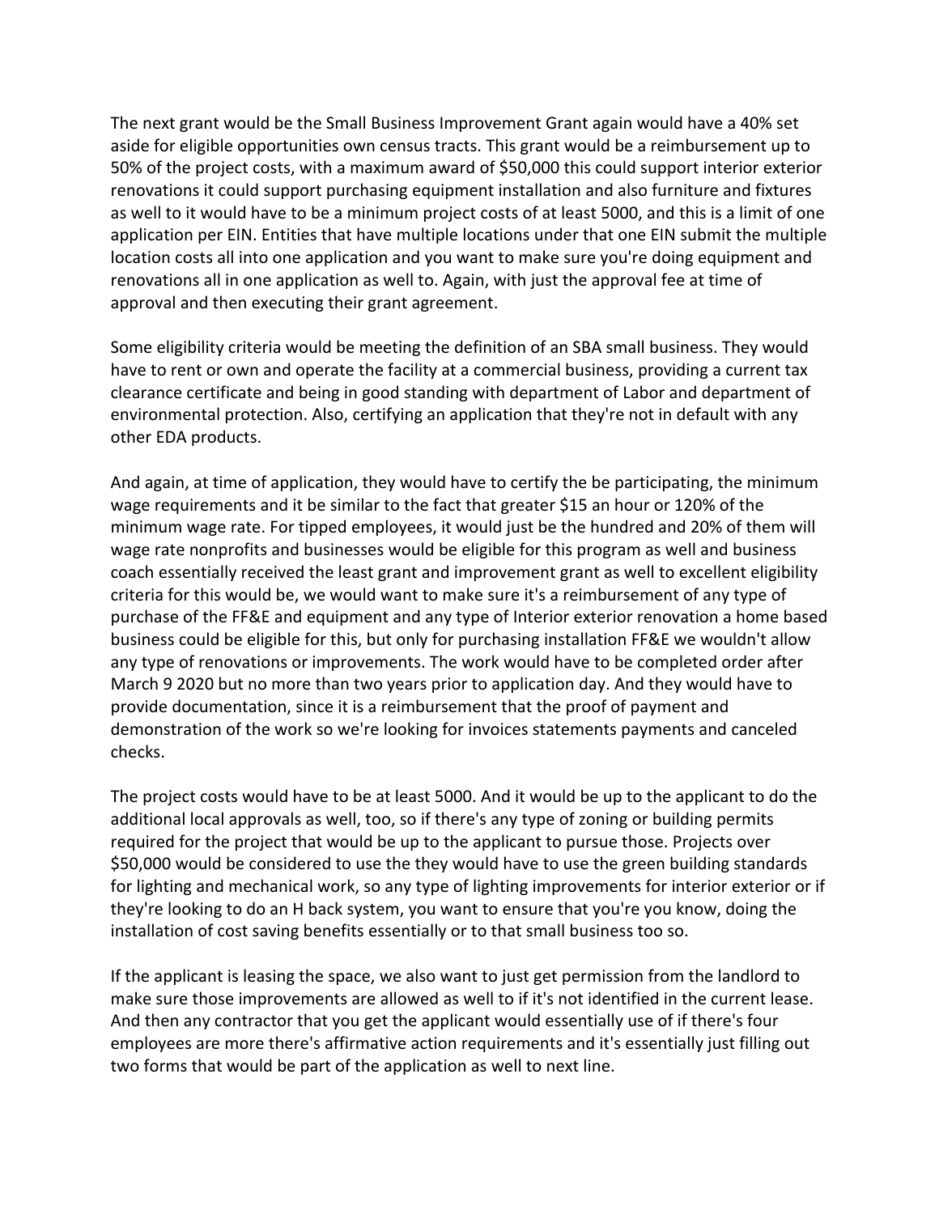The next grant would be the Small Business Improvement Grant again would have a 40% set aside for eligible opportunities own census tracts. This grant would be a reimbursement up to 50% of the project costs, with a maximum award of $50,000 this could support interior exterior renovations it could support purchasing equipment installation and also furniture and fixtures as well to it would have to be a minimum project costs of at least 5000, and this is a limit of one application per EIN. Entities that have multiple locations under that one EIN submit the multiple location costs all into one application and you want to make sure you're doing equipment and renovations all in one application as well to. Again, with just the approval fee at time of approval and then executing their grant agreement.

Some eligibility criteria would be meeting the definition of an SBA small business. They would have to rent or own and operate the facility at a commercial business, providing a current tax clearance certificate and being in good standing with department of Labor and department of environmental protection. Also, certifying an application that they're not in default with any other EDA products.

And again, at time of application, they would have to certify the be participating, the minimum wage requirements and it be similar to the fact that greater $15 an hour or 120% of the minimum wage rate. For tipped employees, it would just be the hundred and 20% of them will wage rate nonprofits and businesses would be eligible for this program as well and business coach essentially received the least grant and improvement grant as well to excellent eligibility criteria for this would be, we would want to make sure it's a reimbursement of any type of purchase of the FF&E and equipment and any type of Interior exterior renovation a home based business could be eligible for this, but only for purchasing installation FF&E we wouldn't allow any type of renovations or improvements. The work would have to be completed order after March 9 2020 but no more than two years prior to application day. And they would have to provide documentation, since it is a reimbursement that the proof of payment and demonstration of the work so we're looking for invoices statements payments and canceled checks.

The project costs would have to be at least 5000. And it would be up to the applicant to do the additional local approvals as well, too, so if there's any type of zoning or building permits required for the project that would be up to the applicant to pursue those. Projects over $50,000 would be considered to use the they would have to use the green building standards for lighting and mechanical work, so any type of lighting improvements for interior exterior or if they're looking to do an H back system, you want to ensure that you're you know, doing the installation of cost saving benefits essentially or to that small business too so.

If the applicant is leasing the space, we also want to just get permission from the landlord to make sure those improvements are allowed as well to if it's not identified in the current lease. And then any contractor that you get the applicant would essentially use of if there's four employees are more there's affirmative action requirements and it's essentially just filling out two forms that would be part of the application as well to next line.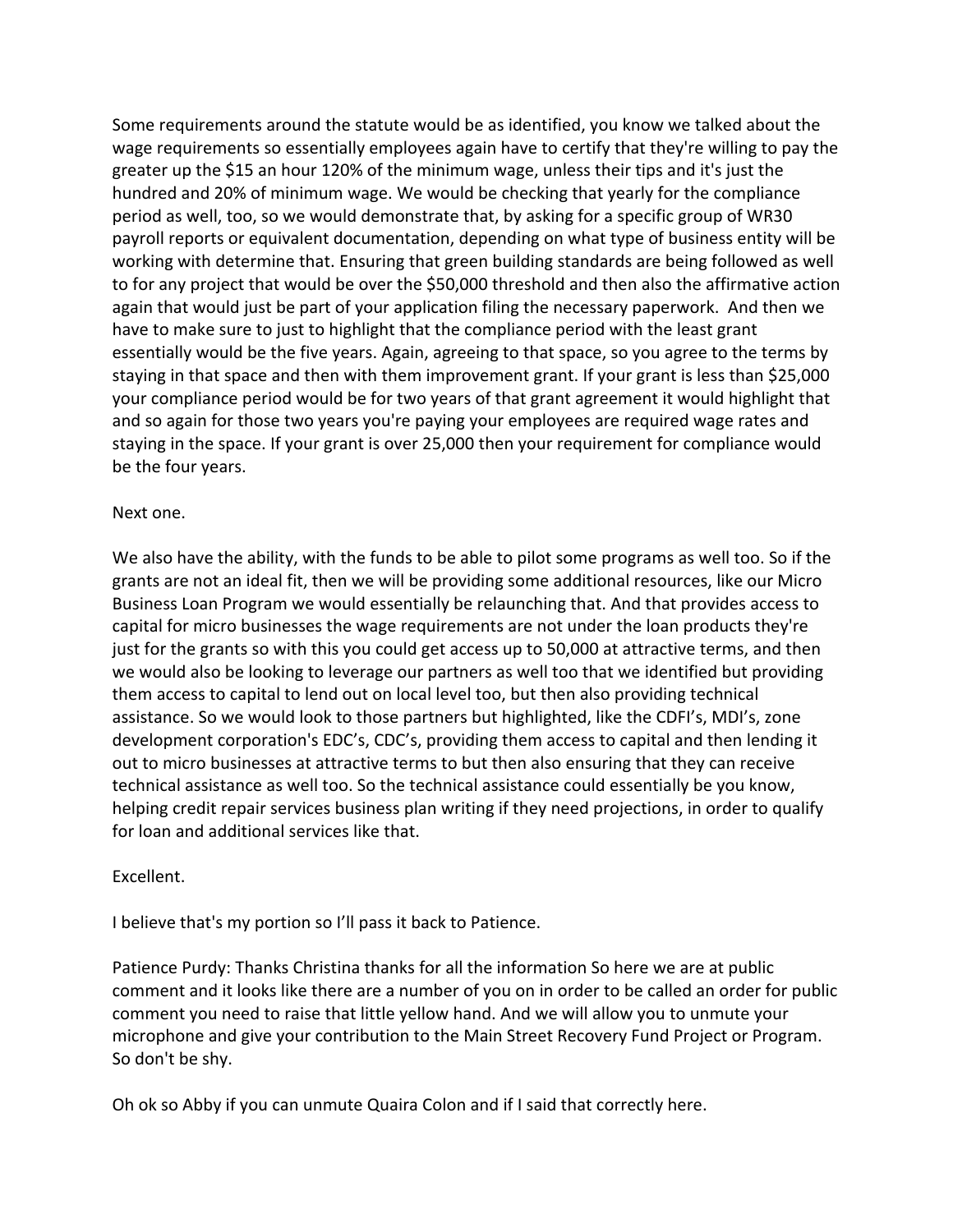Some requirements around the statute would be as identified, you know we talked about the wage requirements so essentially employees again have to certify that they're willing to pay the greater up the $15 an hour 120% of the minimum wage, unless their tips and it's just the hundred and 20% of minimum wage. We would be checking that yearly for the compliance period as well, too, so we would demonstrate that, by asking for a specific group of WR30 payroll reports or equivalent documentation, depending on what type of business entity will be working with determine that. Ensuring that green building standards are being followed as well to for any project that would be over the $50,000 threshold and then also the affirmative action again that would just be part of your application filing the necessary paperwork. And then we have to make sure to just to highlight that the compliance period with the least grant essentially would be the five years. Again, agreeing to that space, so you agree to the terms by staying in that space and then with them improvement grant. If your grant is less than $25,000 your compliance period would be for two years of that grant agreement it would highlight that and so again for those two years you're paying your employees are required wage rates and staying in the space. If your grant is over 25,000 then your requirement for compliance would be the four years.

Next one.

We also have the ability, with the funds to be able to pilot some programs as well too. So if the grants are not an ideal fit, then we will be providing some additional resources, like our Micro Business Loan Program we would essentially be relaunching that. And that provides access to capital for micro businesses the wage requirements are not under the loan products they're just for the grants so with this you could get access up to 50,000 at attractive terms, and then we would also be looking to leverage our partners as well too that we identified but providing them access to capital to lend out on local level too, but then also providing technical assistance. So we would look to those partners but highlighted, like the CDFI's, MDI's, zone development corporation's EDC's, CDC's, providing them access to capital and then lending it out to micro businesses at attractive terms to but then also ensuring that they can receive technical assistance as well too. So the technical assistance could essentially be you know, helping credit repair services business plan writing if they need projections, in order to qualify for loan and additional services like that.

Excellent.

I believe that's my portion so I'll pass it back to Patience.

Patience Purdy: Thanks Christina thanks for all the information So here we are at public comment and it looks like there are a number of you on in order to be called an order for public comment you need to raise that little yellow hand. And we will allow you to unmute your microphone and give your contribution to the Main Street Recovery Fund Project or Program. So don't be shy.

Oh ok so Abby if you can unmute Quaira Colon and if I said that correctly here.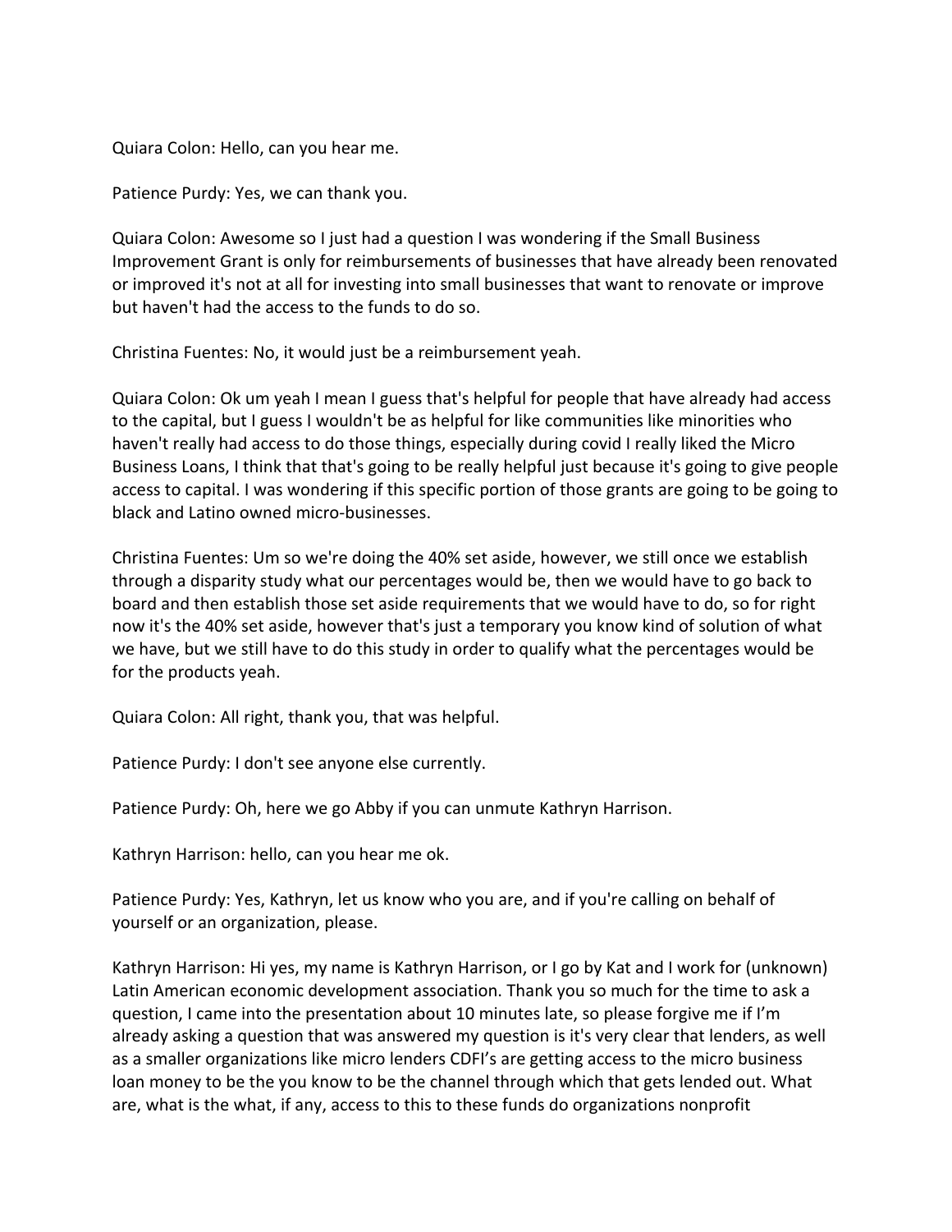Quiara Colon: Hello, can you hear me.

Patience Purdy: Yes, we can thank you.

Quiara Colon: Awesome so I just had a question I was wondering if the Small Business Improvement Grant is only for reimbursements of businesses that have already been renovated or improved it's not at all for investing into small businesses that want to renovate or improve but haven't had the access to the funds to do so.

Christina Fuentes: No, it would just be a reimbursement yeah.

Quiara Colon: Ok um yeah I mean I guess that's helpful for people that have already had access to the capital, but I guess I wouldn't be as helpful for like communities like minorities who haven't really had access to do those things, especially during covid I really liked the Micro Business Loans, I think that that's going to be really helpful just because it's going to give people access to capital. I was wondering if this specific portion of those grants are going to be going to black and Latino owned micro-businesses.

Christina Fuentes: Um so we're doing the 40% set aside, however, we still once we establish through a disparity study what our percentages would be, then we would have to go back to board and then establish those set aside requirements that we would have to do, so for right now it's the 40% set aside, however that's just a temporary you know kind of solution of what we have, but we still have to do this study in order to qualify what the percentages would be for the products yeah.

Quiara Colon: All right, thank you, that was helpful.

Patience Purdy: I don't see anyone else currently.

Patience Purdy: Oh, here we go Abby if you can unmute Kathryn Harrison.

Kathryn Harrison: hello, can you hear me ok.

Patience Purdy: Yes, Kathryn, let us know who you are, and if you're calling on behalf of yourself or an organization, please.

Kathryn Harrison: Hi yes, my name is Kathryn Harrison, or I go by Kat and I work for (unknown) Latin American economic development association. Thank you so much for the time to ask a question, I came into the presentation about 10 minutes late, so please forgive me if I'm already asking a question that was answered my question is it's very clear that lenders, as well as a smaller organizations like micro lenders CDFI's are getting access to the micro business loan money to be the you know to be the channel through which that gets lended out. What are, what is the what, if any, access to this to these funds do organizations nonprofit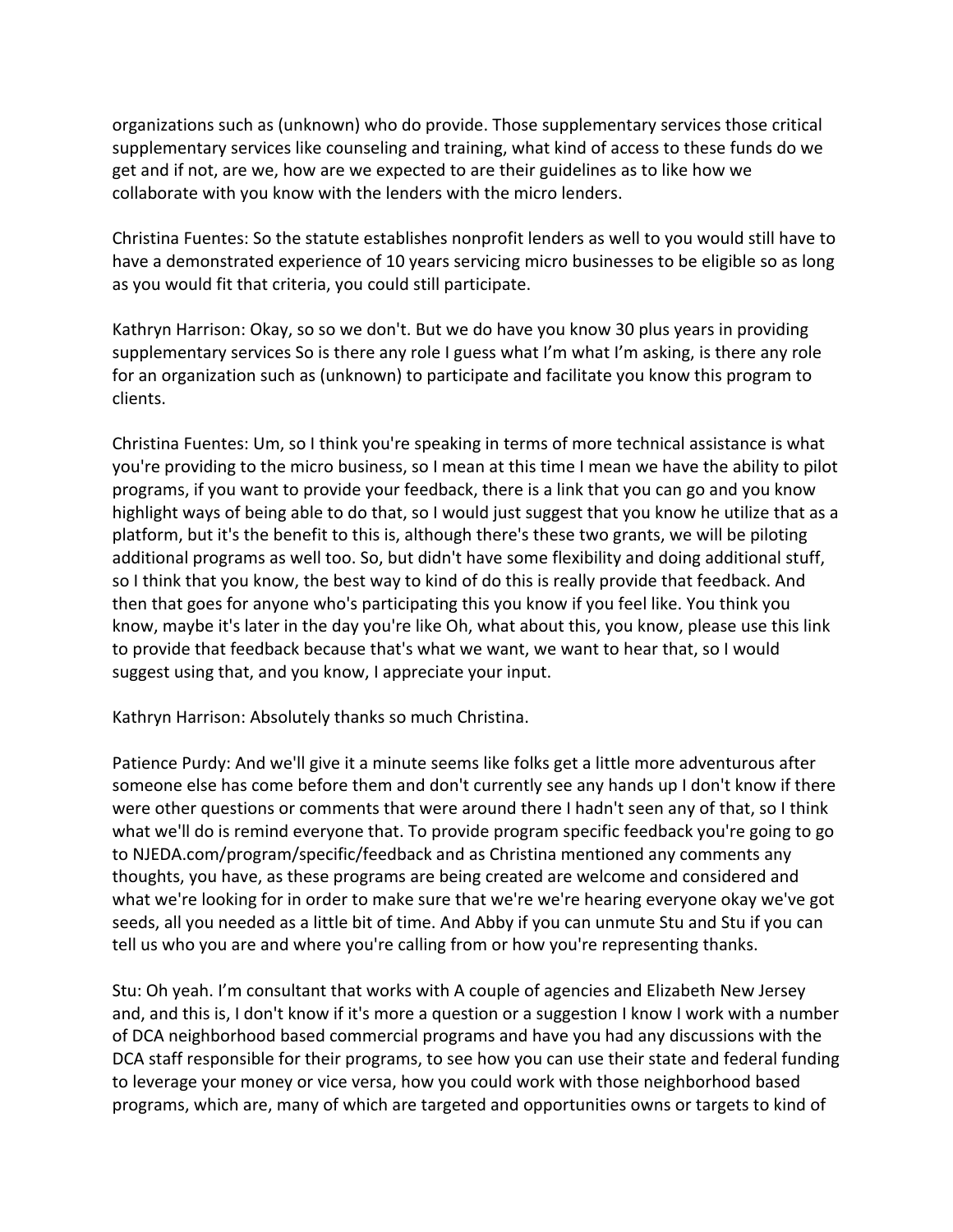organizations such as (unknown) who do provide. Those supplementary services those critical supplementary services like counseling and training, what kind of access to these funds do we get and if not, are we, how are we expected to are their guidelines as to like how we collaborate with you know with the lenders with the micro lenders.

Christina Fuentes: So the statute establishes nonprofit lenders as well to you would still have to have a demonstrated experience of 10 years servicing micro businesses to be eligible so as long as you would fit that criteria, you could still participate.

Kathryn Harrison: Okay, so so we don't. But we do have you know 30 plus years in providing supplementary services So is there any role I guess what I'm what I'm asking, is there any role for an organization such as (unknown) to participate and facilitate you know this program to clients.

Christina Fuentes: Um, so I think you're speaking in terms of more technical assistance is what you're providing to the micro business, so I mean at this time I mean we have the ability to pilot programs, if you want to provide your feedback, there is a link that you can go and you know highlight ways of being able to do that, so I would just suggest that you know he utilize that as a platform, but it's the benefit to this is, although there's these two grants, we will be piloting additional programs as well too. So, but didn't have some flexibility and doing additional stuff, so I think that you know, the best way to kind of do this is really provide that feedback. And then that goes for anyone who's participating this you know if you feel like. You think you know, maybe it's later in the day you're like Oh, what about this, you know, please use this link to provide that feedback because that's what we want, we want to hear that, so I would suggest using that, and you know, I appreciate your input.

Kathryn Harrison: Absolutely thanks so much Christina.

Patience Purdy: And we'll give it a minute seems like folks get a little more adventurous after someone else has come before them and don't currently see any hands up I don't know if there were other questions or comments that were around there I hadn't seen any of that, so I think what we'll do is remind everyone that. To provide program specific feedback you're going to go to NJEDA.com/program/specific/feedback and as Christina mentioned any comments any thoughts, you have, as these programs are being created are welcome and considered and what we're looking for in order to make sure that we're we're hearing everyone okay we've got seeds, all you needed as a little bit of time. And Abby if you can unmute Stu and Stu if you can tell us who you are and where you're calling from or how you're representing thanks.

Stu: Oh yeah. I'm consultant that works with A couple of agencies and Elizabeth New Jersey and, and this is, I don't know if it's more a question or a suggestion I know I work with a number of DCA neighborhood based commercial programs and have you had any discussions with the DCA staff responsible for their programs, to see how you can use their state and federal funding to leverage your money or vice versa, how you could work with those neighborhood based programs, which are, many of which are targeted and opportunities owns or targets to kind of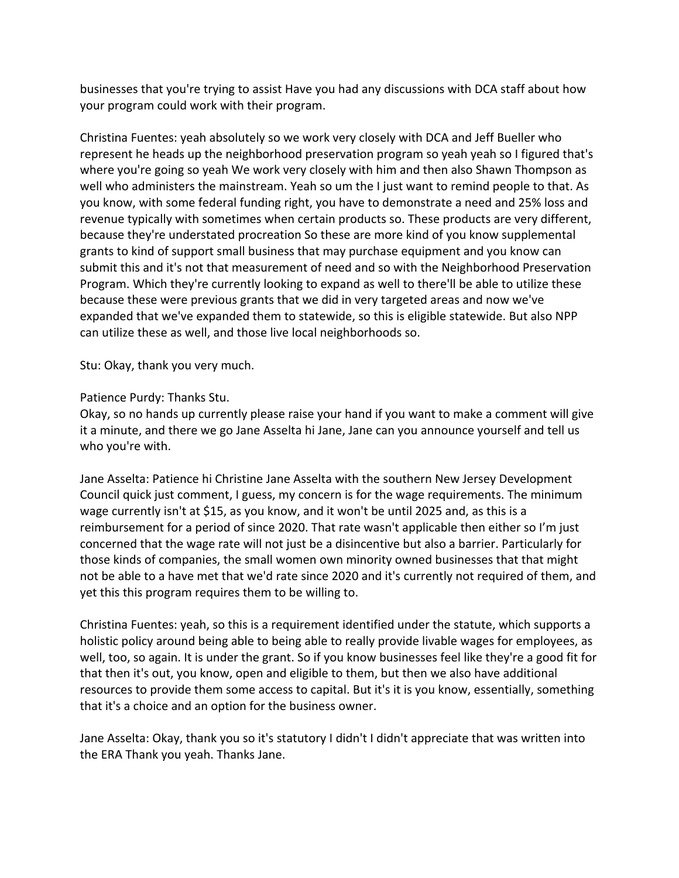businesses that you're trying to assist Have you had any discussions with DCA staff about how your program could work with their program.

Christina Fuentes: yeah absolutely so we work very closely with DCA and Jeff Bueller who represent he heads up the neighborhood preservation program so yeah yeah so I figured that's where you're going so yeah We work very closely with him and then also Shawn Thompson as well who administers the mainstream. Yeah so um the I just want to remind people to that. As you know, with some federal funding right, you have to demonstrate a need and 25% loss and revenue typically with sometimes when certain products so. These products are very different, because they're understated procreation So these are more kind of you know supplemental grants to kind of support small business that may purchase equipment and you know can submit this and it's not that measurement of need and so with the Neighborhood Preservation Program. Which they're currently looking to expand as well to there'll be able to utilize these because these were previous grants that we did in very targeted areas and now we've expanded that we've expanded them to statewide, so this is eligible statewide. But also NPP can utilize these as well, and those live local neighborhoods so.

Stu: Okay, thank you very much.

Patience Purdy: Thanks Stu.
Okay, so no hands up currently please raise your hand if you want to make a comment will give it a minute, and there we go Jane Asselta hi Jane, Jane can you announce yourself and tell us who you're with.

Jane Asselta: Patience hi Christine Jane Asselta with the southern New Jersey Development Council quick just comment, I guess, my concern is for the wage requirements. The minimum wage currently isn't at $15, as you know, and it won't be until 2025 and, as this is a reimbursement for a period of since 2020. That rate wasn't applicable then either so I'm just concerned that the wage rate will not just be a disincentive but also a barrier. Particularly for those kinds of companies, the small women own minority owned businesses that that might not be able to a have met that we'd rate since 2020 and it's currently not required of them, and yet this this program requires them to be willing to.

Christina Fuentes: yeah, so this is a requirement identified under the statute, which supports a holistic policy around being able to being able to really provide livable wages for employees, as well, too, so again. It is under the grant. So if you know businesses feel like they're a good fit for that then it's out, you know, open and eligible to them, but then we also have additional resources to provide them some access to capital. But it's it is you know, essentially, something that it's a choice and an option for the business owner.

Jane Asselta: Okay, thank you so it's statutory I didn't I didn't appreciate that was written into the ERA Thank you yeah. Thanks Jane.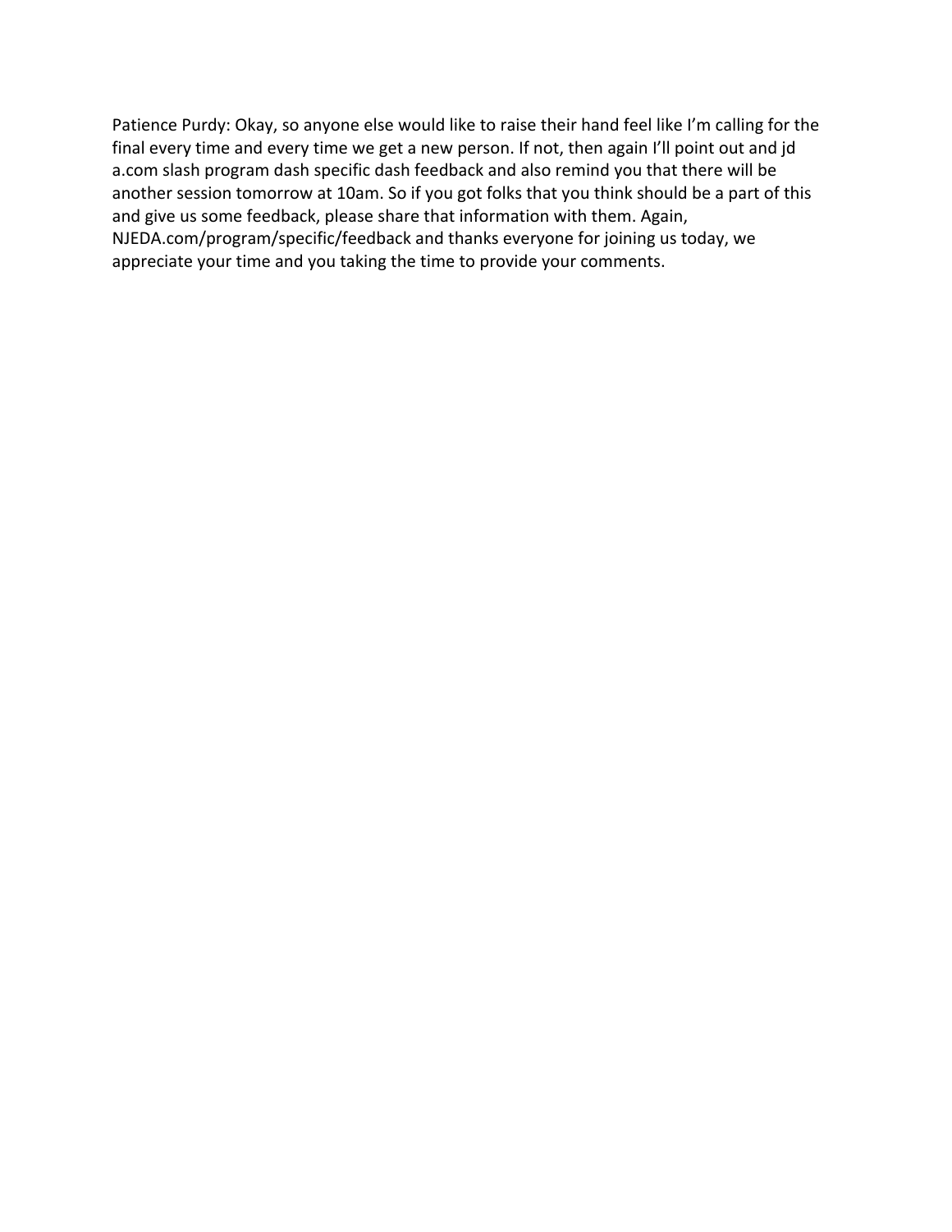Patience Purdy: Okay, so anyone else would like to raise their hand feel like I'm calling for the final every time and every time we get a new person. If not, then again I'll point out and jd a.com slash program dash specific dash feedback and also remind you that there will be another session tomorrow at 10am. So if you got folks that you think should be a part of this and give us some feedback, please share that information with them. Again, NJEDA.com/program/specific/feedback and thanks everyone for joining us today, we appreciate your time and you taking the time to provide your comments.